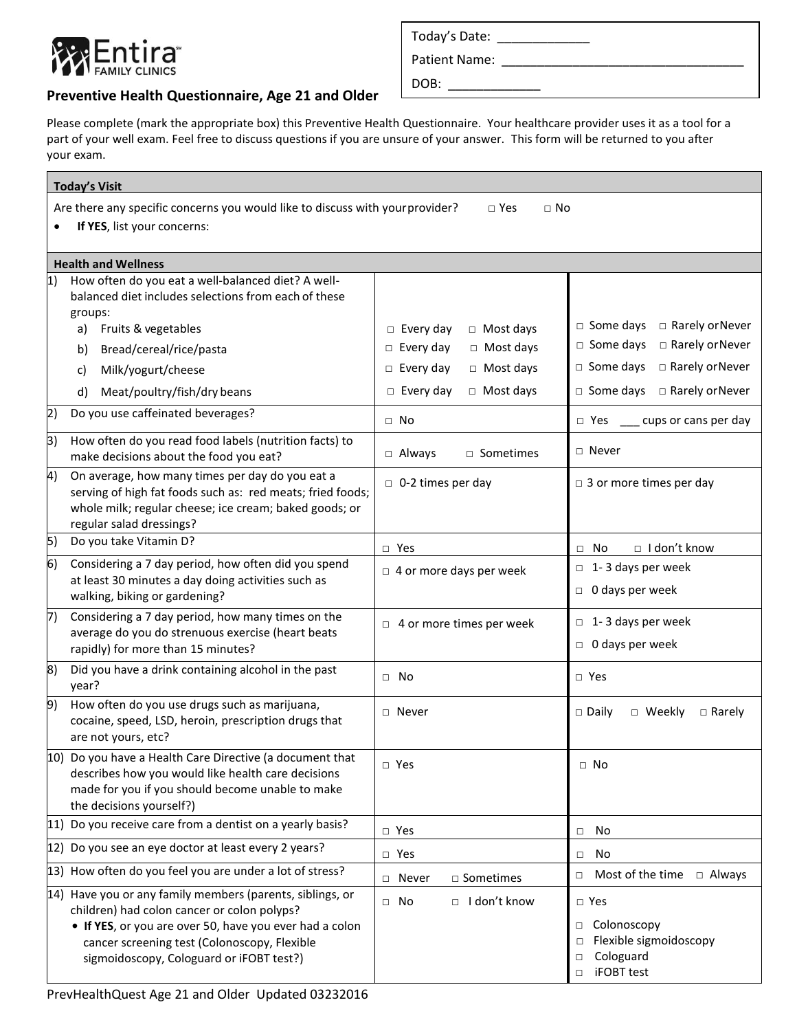Entira FAMILY CLINICS

Today's Date: _____________

Patient Name: _________________________________

DOB: _____________

## Preventive Health Questionnaire, Age 21 and Older

Please complete (mark the appropriate box) this Preventive Health Questionnaire. Your healthcare provider uses it as a tool for a part of your well exam. Feel free to discuss questions if you are unsure of your answer. This form will be returned to you after your exam.

| Today's Visit | | |
|---|---|---|
| Are there any specific concerns you would like to discuss with your provider? □ Yes □ No<br>• **If YES**, list your concerns: | | |
| **Health and Wellness** | | |
| 1) How often do you eat a well-balanced diet? A well-balanced diet includes selections from each of these groups: | | |
| a) Fruits & vegetables | □ Every day □ Most days | □ Some days □ Rarely or Never |
| b) Bread/cereal/rice/pasta | □ Every day □ Most days | □ Some days □ Rarely or Never |
| c) Milk/yogurt/cheese | □ Every day □ Most days | □ Some days □ Rarely or Never |
| d) Meat/poultry/fish/dry beans | □ Every day □ Most days | □ Some days □ Rarely or Never |
| 2) Do you use caffeinated beverages? | □ No | □ Yes ___ cups or cans per day |
| 3) How often do you read food labels (nutrition facts) to make decisions about the food you eat? | □ Always □ Sometimes | □ Never |
| 4) On average, how many times per day do you eat a serving of high fat foods such as: red meats; fried foods; whole milk; regular cheese; ice cream; baked goods; or regular salad dressings? | □ 0-2 times per day | □ 3 or more times per day |
| 5) Do you take Vitamin D? | □ Yes | □ No □ I don't know |
| 6) Considering a 7 day period, how often did you spend at least 30 minutes a day doing activities such as walking, biking or gardening? | □ 4 or more days per week | □ 1- 3 days per week<br>□ 0 days per week |
| 7) Considering a 7 day period, how many times on the average do you do strenuous exercise (heart beats rapidly) for more than 15 minutes? | □ 4 or more times per week | □ 1- 3 days per week<br>□ 0 days per week |
| 8) Did you have a drink containing alcohol in the past year? | □ No | □ Yes |
| 9) How often do you use drugs such as marijuana, cocaine, speed, LSD, heroin, prescription drugs that are not yours, etc? | □ Never | □ Daily □ Weekly □ Rarely |
| 10) Do you have a Health Care Directive (a document that describes how you would like health care decisions made for you if you should become unable to make the decisions yourself?) | □ Yes | □ No |
| 11) Do you receive care from a dentist on a yearly basis? | □ Yes | □ No |
| 12) Do you see an eye doctor at least every 2 years? | □ Yes | □ No |
| 13) How often do you feel you are under a lot of stress? | □ Never □ Sometimes | □ Most of the time □ Always |
| 14) Have you or any family members (parents, siblings, or children) had colon cancer or colon polyps?<br>• **If YES**, or you are over 50, have you ever had a colon cancer screening test (Colonoscopy, Flexible sigmoidoscopy, Cologuard or iFOBT test?) | □ No □ I don't know | □ Yes<br>□ Colonoscopy<br>□ Flexible sigmoidoscopy<br>□ Cologuard<br>□ iFOBT test |

PrevHealthQuest Age 21 and Older Updated 03232016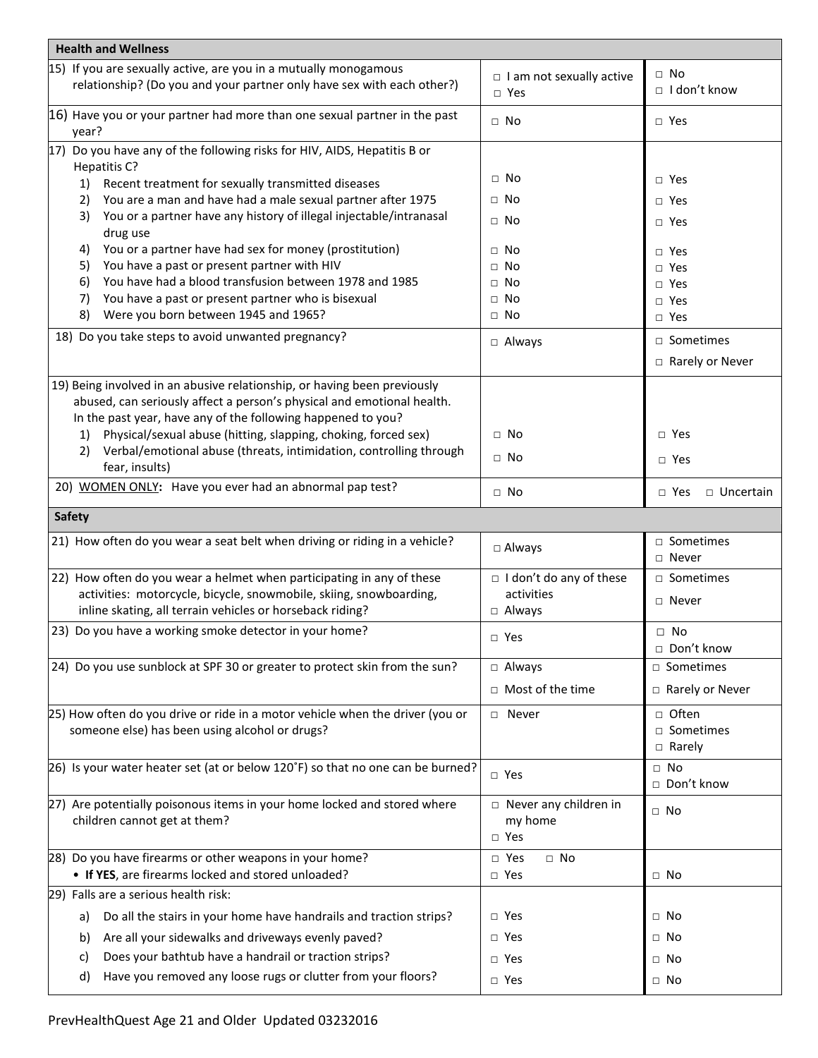| Health and Wellness | | |
|---|---|---|
| 15) If you are sexually active, are you in a mutually monogamous relationship? (Do you and your partner only have sex with each other?) | □ I am not sexually active<br>□ Yes | □ No<br>□ I don't know |
| 16) Have you or your partner had more than one sexual partner in the past year? | □ No | □ Yes |
| 17) Do you have any of the following risks for HIV, AIDS, Hepatitis B or Hepatitis C? | | |
| 1) Recent treatment for sexually transmitted diseases | □ No | □ Yes |
| 2) You are a man and have had a male sexual partner after 1975 | □ No | □ Yes |
| 3) You or a partner have any history of illegal injectable/intranasal drug use | □ No | □ Yes |
| 4) You or a partner have had sex for money (prostitution) | □ No | □ Yes |
| 5) You have a past or present partner with HIV | □ No | □ Yes |
| 6) You have had a blood transfusion between 1978 and 1985 | □ No | □ Yes |
| 7) You have a past or present partner who is bisexual | □ No | □ Yes |
| 8) Were you born between 1945 and 1965? | □ No | □ Yes |
| 18) Do you take steps to avoid unwanted pregnancy? | □ Always | □ Sometimes<br>□ Rarely or Never |
| 19) Being involved in an abusive relationship, or having been previously abused, can seriously affect a person's physical and emotional health. In the past year, have any of the following happened to you? | | |
| 1) Physical/sexual abuse (hitting, slapping, choking, forced sex) | □ No | □ Yes |
| 2) Verbal/emotional abuse (threats, intimidation, controlling through fear, insults) | □ No | □ Yes |
| 20) WOMEN ONLY: Have you ever had an abnormal pap test? | □ No | □ Yes □ Uncertain |
| **Safety** | | |
| 21) How often do you wear a seat belt when driving or riding in a vehicle? | □ Always | □ Sometimes<br>□ Never |
| 22) How often do you wear a helmet when participating in any of these activities: motorcycle, bicycle, snowmobile, skiing, snowboarding, inline skating, all terrain vehicles or horseback riding? | □ I don't do any of these activities<br>□ Always | □ Sometimes<br>□ Never |
| 23) Do you have a working smoke detector in your home? | □ Yes | □ No<br>□ Don't know |
| 24) Do you use sunblock at SPF 30 or greater to protect skin from the sun? | □ Always<br>□ Most of the time | □ Sometimes<br>□ Rarely or Never |
| 25) How often do you drive or ride in a motor vehicle when the driver (you or someone else) has been using alcohol or drugs? | □ Never | □ Often<br>□ Sometimes<br>□ Rarely |
| 26) Is your water heater set (at or below 120˚F) so that no one can be burned? | □ Yes | □ No<br>□ Don't know |
| 27) Are potentially poisonous items in your home locked and stored where children cannot get at them? | □ Never any children in my home<br>□ Yes | □ No |
| 28) Do you have firearms or other weapons in your home?<br>• **If YES**, are firearms locked and stored unloaded? | □ Yes □ No<br>□ Yes | □ No |
| 29) Falls are a serious health risk: | | |
| a) Do all the stairs in your home have handrails and traction strips? | □ Yes | □ No |
| b) Are all your sidewalks and driveways evenly paved? | □ Yes | □ No |
| c) Does your bathtub have a handrail or traction strips? | □ Yes | □ No |
| d) Have you removed any loose rugs or clutter from your floors? | □ Yes | □ No |

PrevHealthQuest Age 21 and Older Updated 03232016